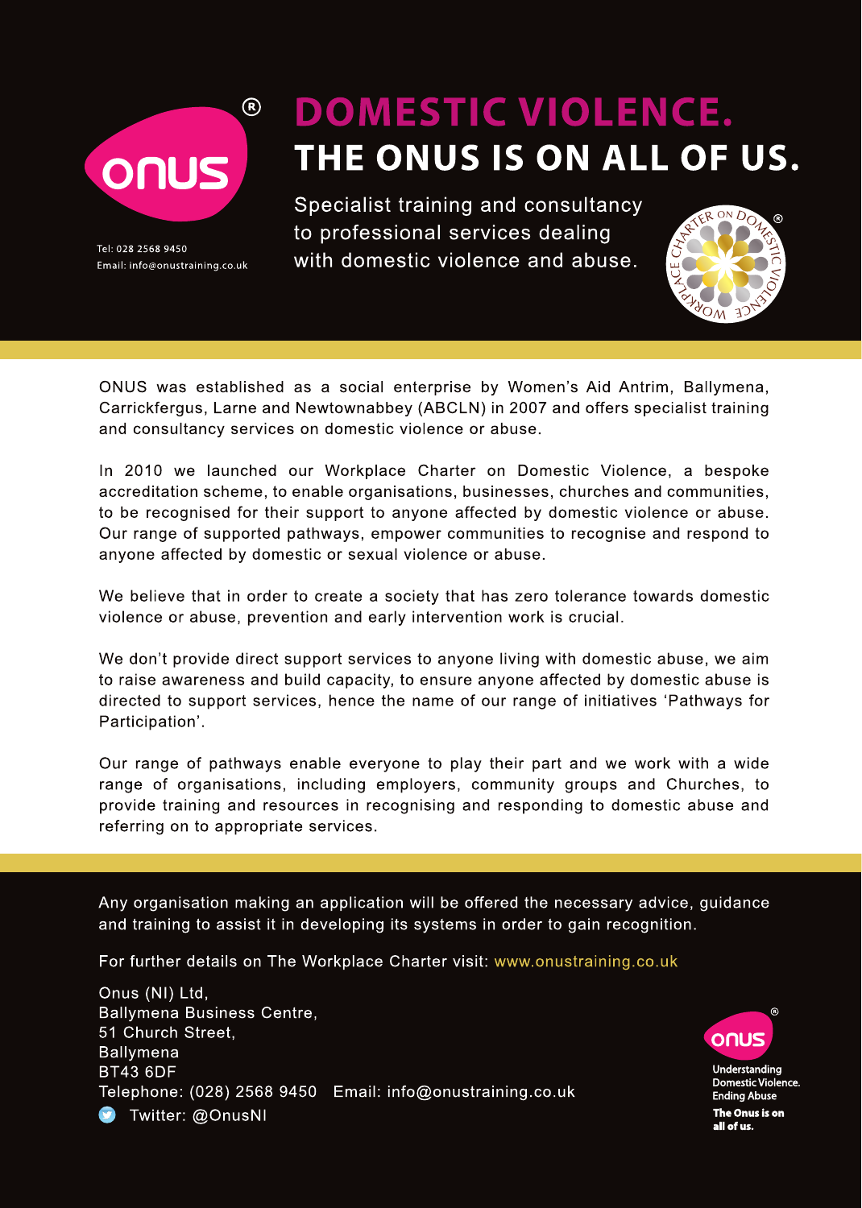onus®

Tel: 028 2568 9450
Email: info@onustraining.co.uk

# DOMESTIC VIOLENCE.
# THE ONUS IS ON ALL OF US.

Specialist training and consultancy to professional services dealing with domestic violence and abuse.

WORKPLACE CHARTER ON DOMESTIC VIOLENCE®

ONUS was established as a social enterprise by Women's Aid Antrim, Ballymena, Carrickfergus, Larne and Newtownabbey (ABCLN) in 2007 and offers specialist training and consultancy services on domestic violence or abuse.

In 2010 we launched our Workplace Charter on Domestic Violence, a bespoke accreditation scheme, to enable organisations, businesses, churches and communities, to be recognised for their support to anyone affected by domestic violence or abuse. Our range of supported pathways, empower communities to recognise and respond to anyone affected by domestic or sexual violence or abuse.

We believe that in order to create a society that has zero tolerance towards domestic violence or abuse, prevention and early intervention work is crucial.

We don't provide direct support services to anyone living with domestic abuse, we aim to raise awareness and build capacity, to ensure anyone affected by domestic abuse is directed to support services, hence the name of our range of initiatives 'Pathways for Participation'.

Our range of pathways enable everyone to play their part and we work with a wide range of organisations, including employers, community groups and Churches, to provide training and resources in recognising and responding to domestic abuse and referring on to appropriate services.

Any organisation making an application will be offered the necessary advice, guidance and training to assist it in developing its systems in order to gain recognition.

For further details on The Workplace Charter visit: www.onustraining.co.uk

Onus (NI) Ltd,
Ballymena Business Centre,
51 Church Street,
Ballymena
BT43 6DF
Telephone: (028) 2568 9450 Email: info@onustraining.co.uk
Twitter: @OnusNI

onus®
Understanding Domestic Violence. Ending Abuse
**The Onus is on all of us.**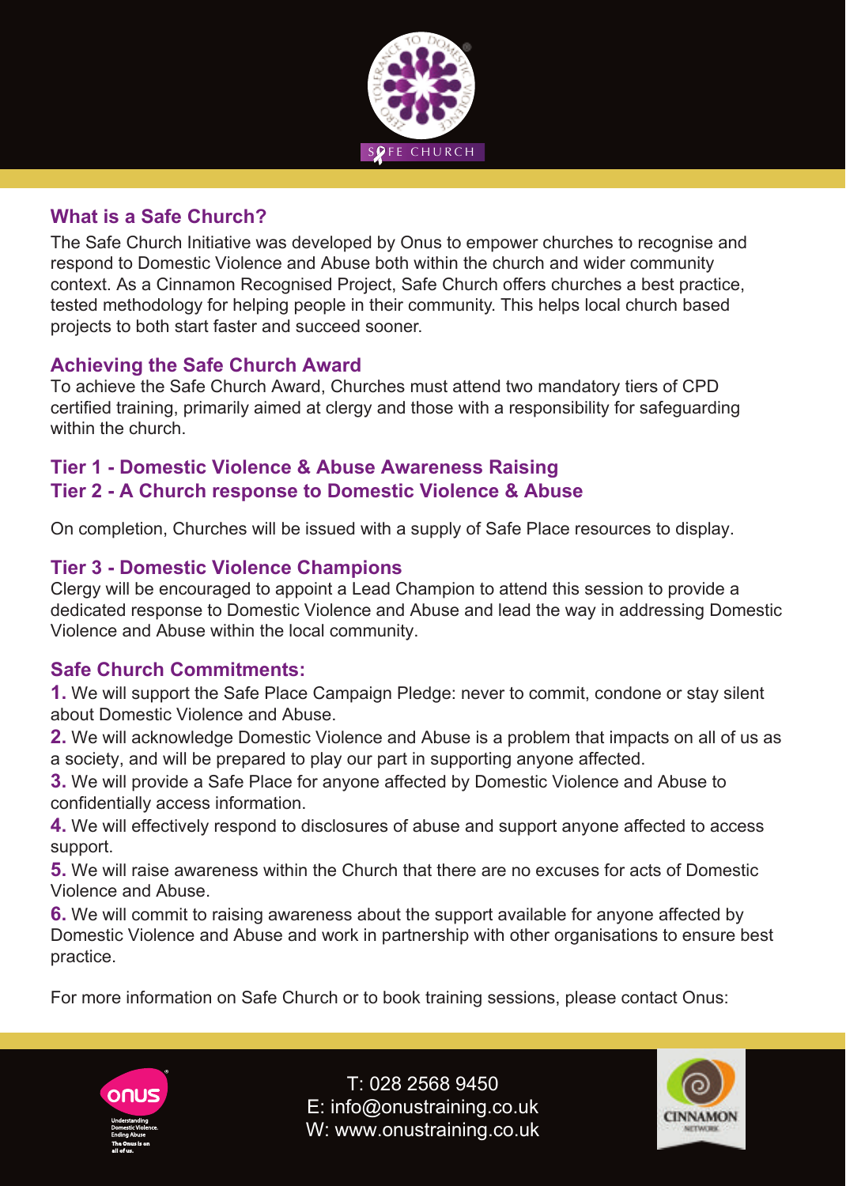## What is a Safe Church?

The Safe Church Initiative was developed by Onus to empower churches to recognise and respond to Domestic Violence and Abuse both within the church and wider community context. As a Cinnamon Recognised Project, Safe Church offers churches a best practice, tested methodology for helping people in their community. This helps local church based projects to both start faster and succeed sooner.

## Achieving the Safe Church Award

To achieve the Safe Church Award, Churches must attend two mandatory tiers of CPD certified training, primarily aimed at clergy and those with a responsibility for safeguarding within the church.

### Tier 1 - Domestic Violence & Abuse Awareness Raising
### Tier 2 - A Church response to Domestic Violence & Abuse

On completion, Churches will be issued with a supply of Safe Place resources to display.

### Tier 3 - Domestic Violence Champions

Clergy will be encouraged to appoint a Lead Champion to attend this session to provide a dedicated response to Domestic Violence and Abuse and lead the way in addressing Domestic Violence and Abuse within the local community.

## Safe Church Commitments:

1. We will support the Safe Place Campaign Pledge: never to commit, condone or stay silent about Domestic Violence and Abuse.
2. We will acknowledge Domestic Violence and Abuse is a problem that impacts on all of us as a society, and will be prepared to play our part in supporting anyone affected.
3. We will provide a Safe Place for anyone affected by Domestic Violence and Abuse to confidentially access information.
4. We will effectively respond to disclosures of abuse and support anyone affected to access support.
5. We will raise awareness within the Church that there are no excuses for acts of Domestic Violence and Abuse.
6. We will commit to raising awareness about the support available for anyone affected by Domestic Violence and Abuse and work in partnership with other organisations to ensure best practice.

For more information on Safe Church or to book training sessions, please contact Onus:

T: 028 2568 9450
E: info@onustraining.co.uk
W: www.onustraining.co.uk